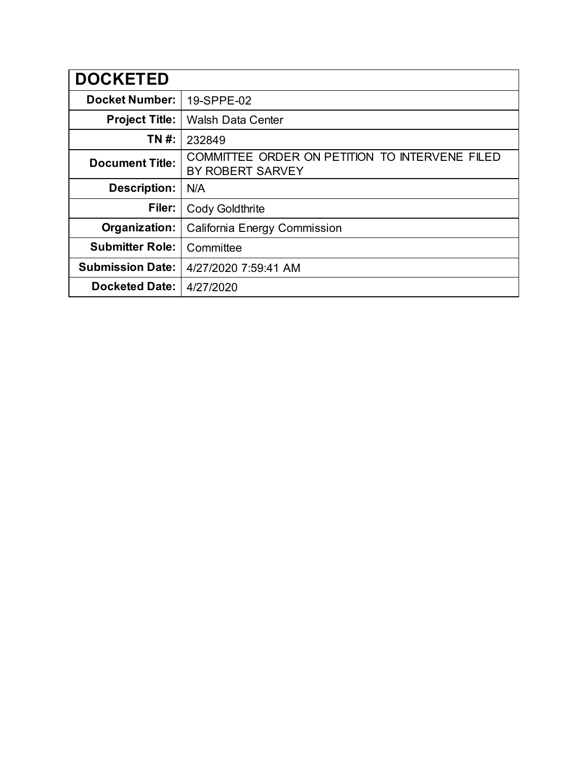| DOCKETED | |
|---|---|
| **Docket Number:** | 19-SPPE-02 |
| **Project Title:** | Walsh Data Center |
| **TN #:** | 232849 |
| **Document Title:** | COMMITTEE ORDER ON PETITION TO INTERVENE FILED BY ROBERT SARVEY |
| **Description:** | N/A |
| **Filer:** | Cody Goldthrite |
| **Organization:** | California Energy Commission |
| **Submitter Role:** | Committee |
| **Submission Date:** | 4/27/2020 7:59:41 AM |
| **Docketed Date:** | 4/27/2020 |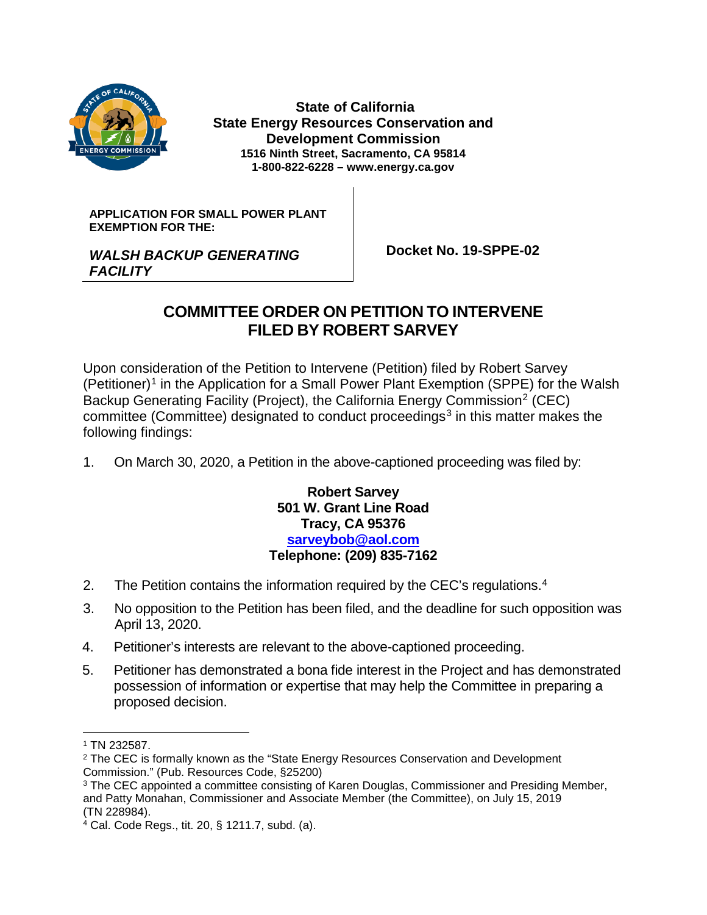**State of California**
**State Energy Resources Conservation and Development Commission**
**1516 Ninth Street, Sacramento, CA 95814**
**1-800-822-6228 – www.energy.ca.gov**

| | |
|---|---|
| **APPLICATION FOR SMALL POWER PLANT EXEMPTION FOR THE:** ***WALSH BACKUP GENERATING FACILITY*** | **Docket No. 19-SPPE-02** |

# COMMITTEE ORDER ON PETITION TO INTERVENE FILED BY ROBERT SARVEY

Upon consideration of the Petition to Intervene (Petition) filed by Robert Sarvey (Petitioner)[1] in the Application for a Small Power Plant Exemption (SPPE) for the Walsh Backup Generating Facility (Project), the California Energy Commission[2] (CEC) committee (Committee) designated to conduct proceedings[3] in this matter makes the following findings:

1. On March 30, 2020, a Petition in the above-captioned proceeding was filed by:

   **Robert Sarvey**
   **501 W. Grant Line Road**
   **Tracy, CA 95376**
   **sarveybob@aol.com**
   **Telephone: (209) 835-7162**

2. The Petition contains the information required by the CEC's regulations.[4]
3. No opposition to the Petition has been filed, and the deadline for such opposition was April 13, 2020.
4. Petitioner's interests are relevant to the above-captioned proceeding.
5. Petitioner has demonstrated a bona fide interest in the Project and has demonstrated possession of information or expertise that may help the Committee in preparing a proposed decision.

---

[1] TN 232587.

[2] The CEC is formally known as the "State Energy Resources Conservation and Development Commission." (Pub. Resources Code, §25200)

[3] The CEC appointed a committee consisting of Karen Douglas, Commissioner and Presiding Member, and Patty Monahan, Commissioner and Associate Member (the Committee), on July 15, 2019 (TN 228984).

[4] Cal. Code Regs., tit. 20, § 1211.7, subd. (a).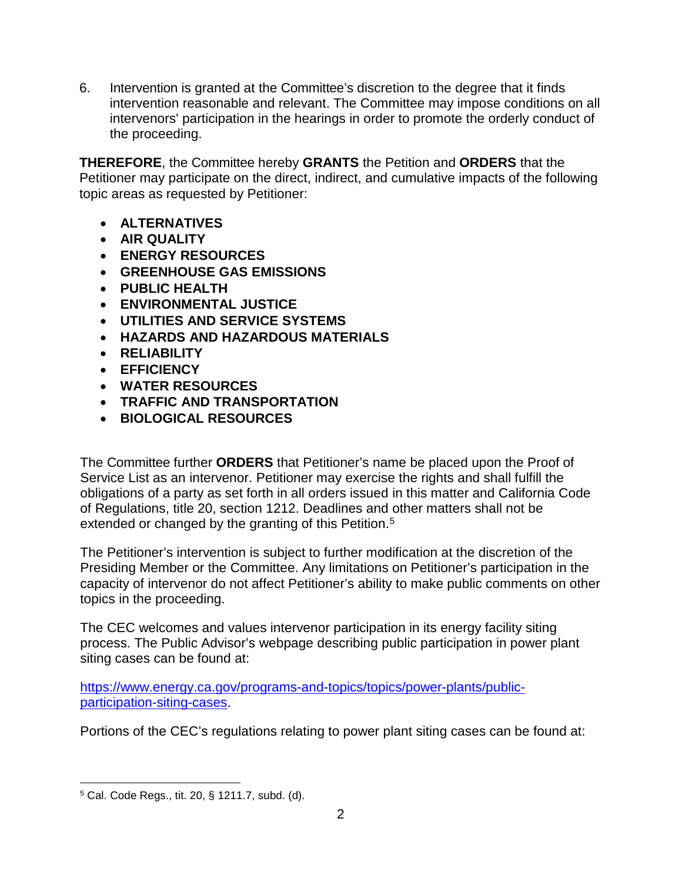6. Intervention is granted at the Committee's discretion to the degree that it finds intervention reasonable and relevant. The Committee may impose conditions on all intervenors' participation in the hearings in order to promote the orderly conduct of the proceeding.

**THEREFORE**, the Committee hereby **GRANTS** the Petition and **ORDERS** that the Petitioner may participate on the direct, indirect, and cumulative impacts of the following topic areas as requested by Petitioner:

- **ALTERNATIVES**
- **AIR QUALITY**
- **ENERGY RESOURCES**
- **GREENHOUSE GAS EMISSIONS**
- **PUBLIC HEALTH**
- **ENVIRONMENTAL JUSTICE**
- **UTILITIES AND SERVICE SYSTEMS**
- **HAZARDS AND HAZARDOUS MATERIALS**
- **RELIABILITY**
- **EFFICIENCY**
- **WATER RESOURCES**
- **TRAFFIC AND TRANSPORTATION**
- **BIOLOGICAL RESOURCES**

The Committee further **ORDERS** that Petitioner's name be placed upon the Proof of Service List as an intervenor. Petitioner may exercise the rights and shall fulfill the obligations of a party as set forth in all orders issued in this matter and California Code of Regulations, title 20, section 1212. Deadlines and other matters shall not be extended or changed by the granting of this Petition.[5]

The Petitioner's intervention is subject to further modification at the discretion of the Presiding Member or the Committee. Any limitations on Petitioner's participation in the capacity of intervenor do not affect Petitioner's ability to make public comments on other topics in the proceeding.

The CEC welcomes and values intervenor participation in its energy facility siting process. The Public Advisor's webpage describing public participation in power plant siting cases can be found at:

[https://www.energy.ca.gov/programs-and-topics/topics/power-plants/public-participation-siting-cases](https://www.energy.ca.gov/programs-and-topics/topics/power-plants/public-participation-siting-cases).

Portions of the CEC's regulations relating to power plant siting cases can be found at:

[5] Cal. Code Regs., tit. 20, § 1211.7, subd. (d).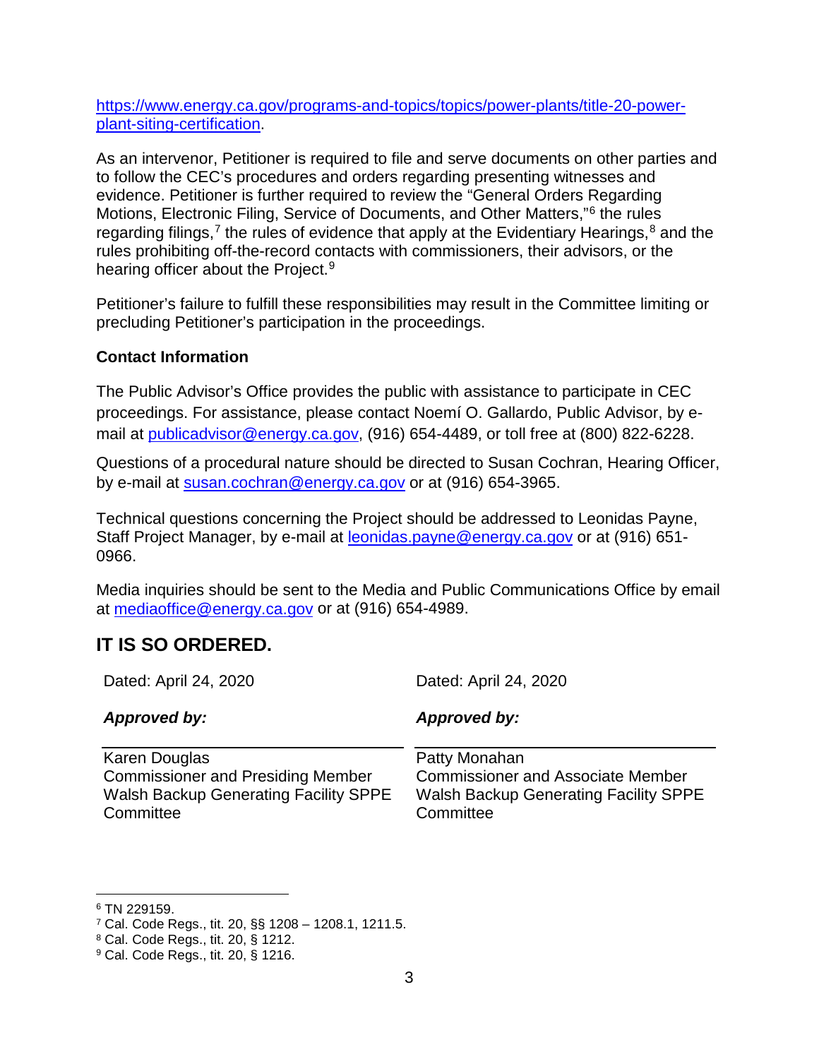https://www.energy.ca.gov/programs-and-topics/topics/power-plants/title-20-power-plant-siting-certification.

As an intervenor, Petitioner is required to file and serve documents on other parties and to follow the CEC's procedures and orders regarding presenting witnesses and evidence. Petitioner is further required to review the "General Orders Regarding Motions, Electronic Filing, Service of Documents, and Other Matters,"[6] the rules regarding filings,[7] the rules of evidence that apply at the Evidentiary Hearings,[8] and the rules prohibiting off-the-record contacts with commissioners, their advisors, or the hearing officer about the Project.[9]

Petitioner's failure to fulfill these responsibilities may result in the Committee limiting or precluding Petitioner's participation in the proceedings.

**Contact Information**

The Public Advisor's Office provides the public with assistance to participate in CEC proceedings. For assistance, please contact Noemí O. Gallardo, Public Advisor, by e-mail at publicadvisor@energy.ca.gov, (916) 654-4489, or toll free at (800) 822-6228.

Questions of a procedural nature should be directed to Susan Cochran, Hearing Officer, by e-mail at susan.cochran@energy.ca.gov or at (916) 654-3965.

Technical questions concerning the Project should be addressed to Leonidas Payne, Staff Project Manager, by e-mail at leonidas.payne@energy.ca.gov or at (916) 651-0966.

Media inquiries should be sent to the Media and Public Communications Office by email at mediaoffice@energy.ca.gov or at (916) 654-4989.

## IT IS SO ORDERED.

Dated: April 24, 2020

***Approved by:***

Karen Douglas
Commissioner and Presiding Member
Walsh Backup Generating Facility SPPE Committee

Dated: April 24, 2020

***Approved by:***

Patty Monahan
Commissioner and Associate Member
Walsh Backup Generating Facility SPPE Committee

---

[6] TN 229159.

[7] Cal. Code Regs., tit. 20, §§ 1208 – 1208.1, 1211.5.

[8] Cal. Code Regs., tit. 20, § 1212.

[9] Cal. Code Regs., tit. 20, § 1216.